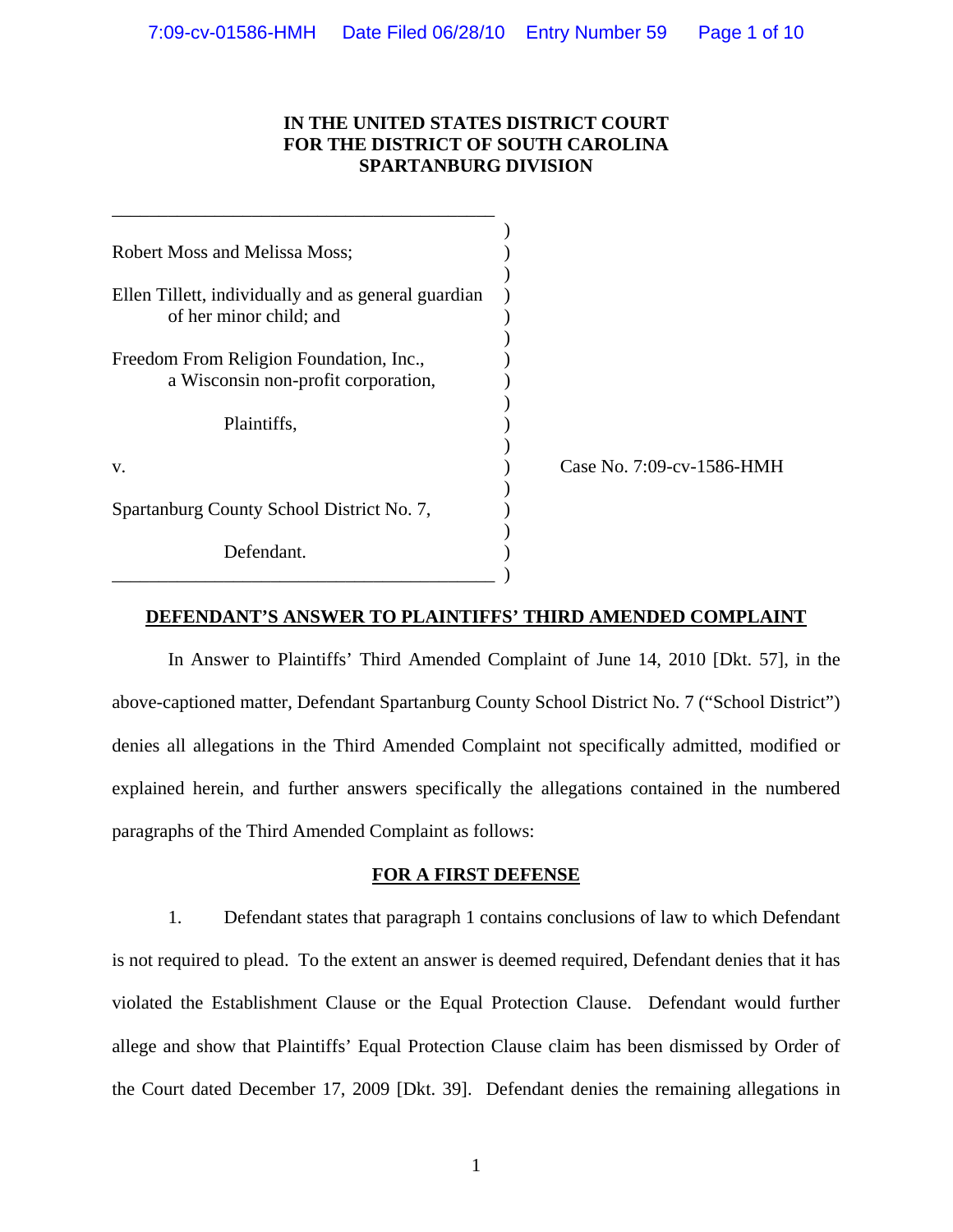**IN THE UNITED STATES DISTRICT COURT**
**FOR THE DISTRICT OF SOUTH CAROLINA**
**SPARTANBURG DIVISION**

| | |
|---|---|
| Robert Moss and Melissa Moss; | |
| Ellen Tillett, individually and as general guardian of her minor child; and | |
| Freedom From Religion Foundation, Inc., a Wisconsin non-profit corporation, | |
| Plaintiffs, | |
| v. | Case No. 7:09-cv-1586-HMH |
| Spartanburg County School District No. 7, | |
| Defendant. | |

## DEFENDANT'S ANSWER TO PLAINTIFFS' THIRD AMENDED COMPLAINT

In Answer to Plaintiffs' Third Amended Complaint of June 14, 2010 [Dkt. 57], in the above-captioned matter, Defendant Spartanburg County School District No. 7 ("School District") denies all allegations in the Third Amended Complaint not specifically admitted, modified or explained herein, and further answers specifically the allegations contained in the numbered paragraphs of the Third Amended Complaint as follows:

### FOR A FIRST DEFENSE

1. Defendant states that paragraph 1 contains conclusions of law to which Defendant is not required to plead. To the extent an answer is deemed required, Defendant denies that it has violated the Establishment Clause or the Equal Protection Clause. Defendant would further allege and show that Plaintiffs' Equal Protection Clause claim has been dismissed by Order of the Court dated December 17, 2009 [Dkt. 39]. Defendant denies the remaining allegations in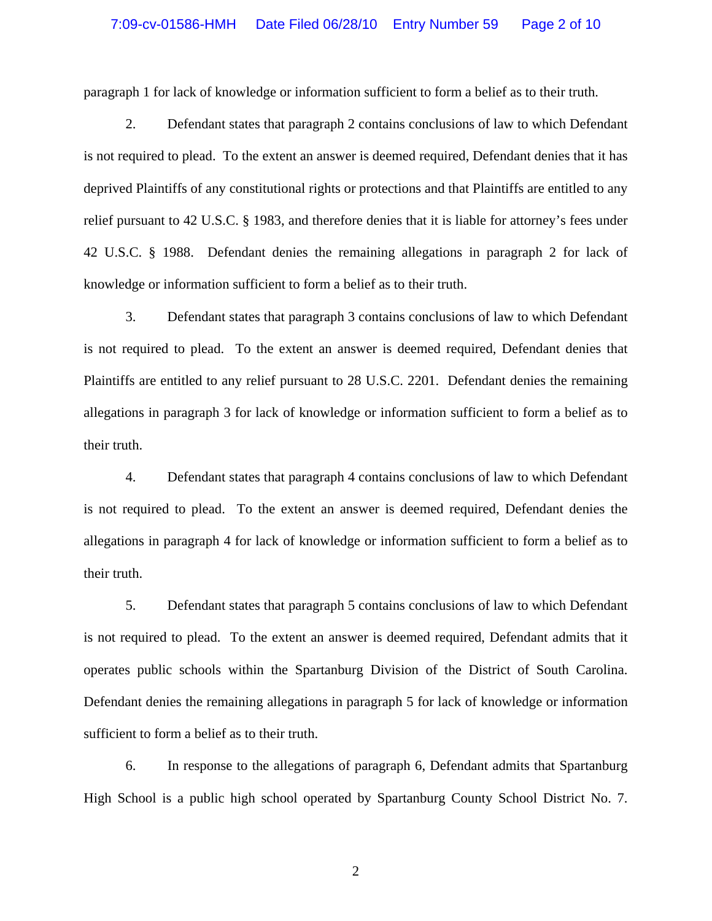paragraph 1 for lack of knowledge or information sufficient to form a belief as to their truth.

2. Defendant states that paragraph 2 contains conclusions of law to which Defendant is not required to plead. To the extent an answer is deemed required, Defendant denies that it has deprived Plaintiffs of any constitutional rights or protections and that Plaintiffs are entitled to any relief pursuant to 42 U.S.C. § 1983, and therefore denies that it is liable for attorney's fees under 42 U.S.C. § 1988. Defendant denies the remaining allegations in paragraph 2 for lack of knowledge or information sufficient to form a belief as to their truth.

3. Defendant states that paragraph 3 contains conclusions of law to which Defendant is not required to plead. To the extent an answer is deemed required, Defendant denies that Plaintiffs are entitled to any relief pursuant to 28 U.S.C. 2201. Defendant denies the remaining allegations in paragraph 3 for lack of knowledge or information sufficient to form a belief as to their truth.

4. Defendant states that paragraph 4 contains conclusions of law to which Defendant is not required to plead. To the extent an answer is deemed required, Defendant denies the allegations in paragraph 4 for lack of knowledge or information sufficient to form a belief as to their truth.

5. Defendant states that paragraph 5 contains conclusions of law to which Defendant is not required to plead. To the extent an answer is deemed required, Defendant admits that it operates public schools within the Spartanburg Division of the District of South Carolina. Defendant denies the remaining allegations in paragraph 5 for lack of knowledge or information sufficient to form a belief as to their truth.

6. In response to the allegations of paragraph 6, Defendant admits that Spartanburg High School is a public high school operated by Spartanburg County School District No. 7.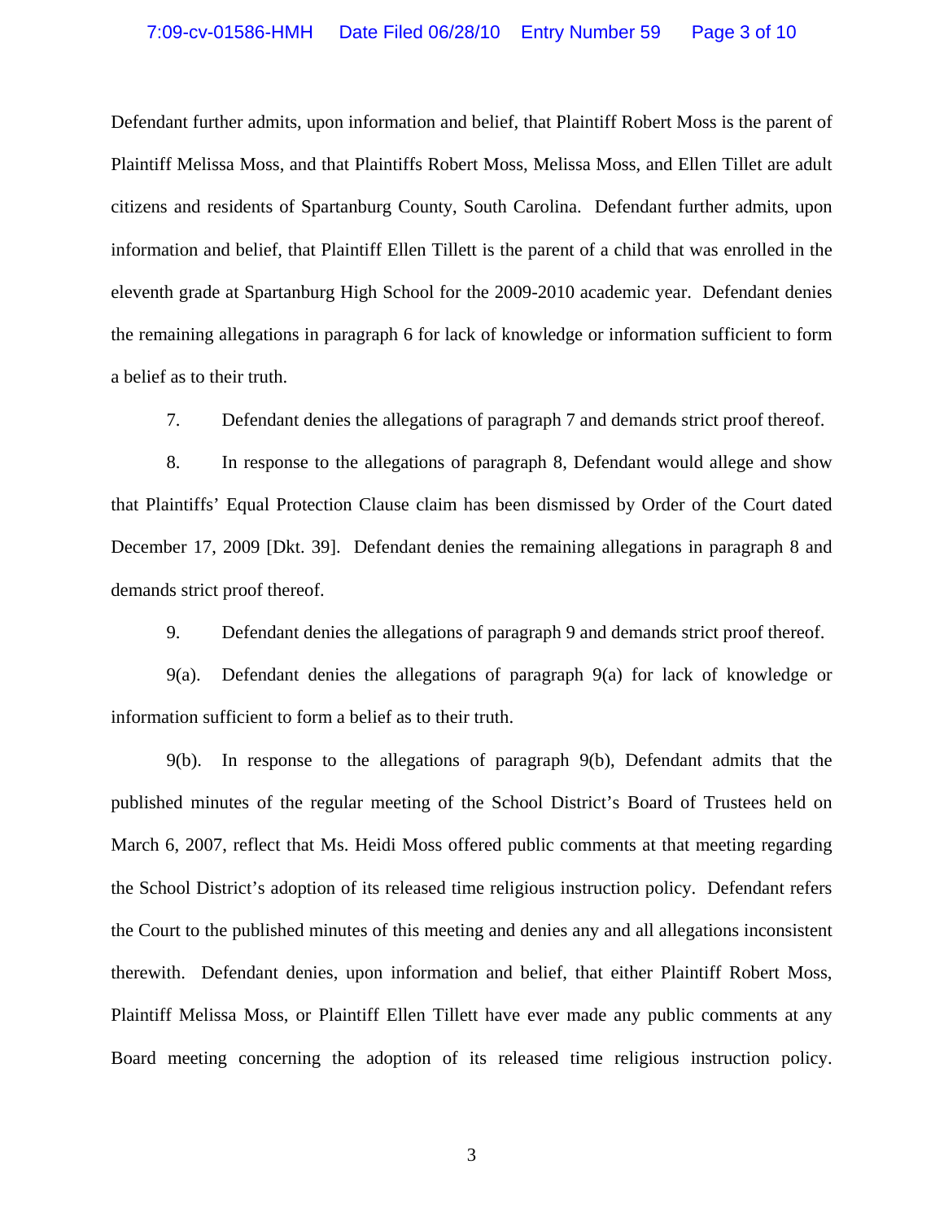Defendant further admits, upon information and belief, that Plaintiff Robert Moss is the parent of Plaintiff Melissa Moss, and that Plaintiffs Robert Moss, Melissa Moss, and Ellen Tillet are adult citizens and residents of Spartanburg County, South Carolina. Defendant further admits, upon information and belief, that Plaintiff Ellen Tillett is the parent of a child that was enrolled in the eleventh grade at Spartanburg High School for the 2009-2010 academic year. Defendant denies the remaining allegations in paragraph 6 for lack of knowledge or information sufficient to form a belief as to their truth.

7. Defendant denies the allegations of paragraph 7 and demands strict proof thereof.

8. In response to the allegations of paragraph 8, Defendant would allege and show that Plaintiffs' Equal Protection Clause claim has been dismissed by Order of the Court dated December 17, 2009 [Dkt. 39]. Defendant denies the remaining allegations in paragraph 8 and demands strict proof thereof.

9. Defendant denies the allegations of paragraph 9 and demands strict proof thereof.

9(a). Defendant denies the allegations of paragraph 9(a) for lack of knowledge or information sufficient to form a belief as to their truth.

9(b). In response to the allegations of paragraph 9(b), Defendant admits that the published minutes of the regular meeting of the School District's Board of Trustees held on March 6, 2007, reflect that Ms. Heidi Moss offered public comments at that meeting regarding the School District's adoption of its released time religious instruction policy. Defendant refers the Court to the published minutes of this meeting and denies any and all allegations inconsistent therewith. Defendant denies, upon information and belief, that either Plaintiff Robert Moss, Plaintiff Melissa Moss, or Plaintiff Ellen Tillett have ever made any public comments at any Board meeting concerning the adoption of its released time religious instruction policy.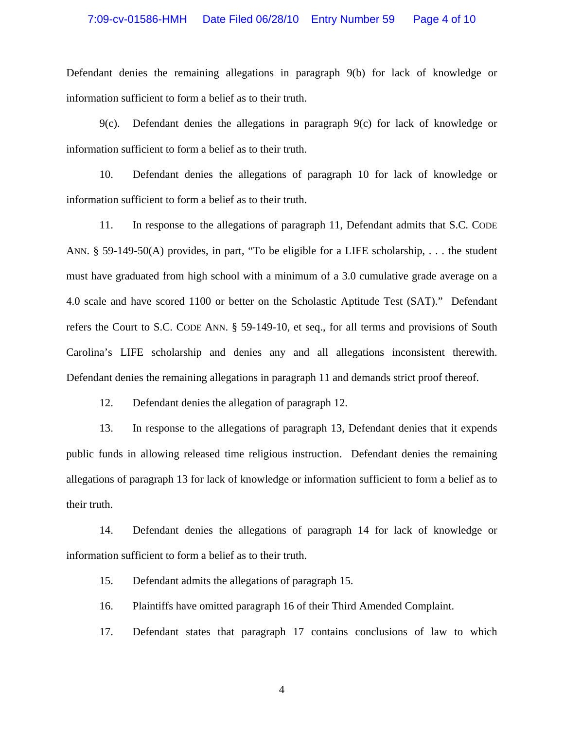Defendant denies the remaining allegations in paragraph 9(b) for lack of knowledge or information sufficient to form a belief as to their truth.

9(c). Defendant denies the allegations in paragraph 9(c) for lack of knowledge or information sufficient to form a belief as to their truth.

10. Defendant denies the allegations of paragraph 10 for lack of knowledge or information sufficient to form a belief as to their truth.

11. In response to the allegations of paragraph 11, Defendant admits that S.C. CODE ANN. § 59-149-50(A) provides, in part, "To be eligible for a LIFE scholarship, . . . the student must have graduated from high school with a minimum of a 3.0 cumulative grade average on a 4.0 scale and have scored 1100 or better on the Scholastic Aptitude Test (SAT)." Defendant refers the Court to S.C. CODE ANN. § 59-149-10, et seq., for all terms and provisions of South Carolina's LIFE scholarship and denies any and all allegations inconsistent therewith. Defendant denies the remaining allegations in paragraph 11 and demands strict proof thereof.

12. Defendant denies the allegation of paragraph 12.

13. In response to the allegations of paragraph 13, Defendant denies that it expends public funds in allowing released time religious instruction. Defendant denies the remaining allegations of paragraph 13 for lack of knowledge or information sufficient to form a belief as to their truth.

14. Defendant denies the allegations of paragraph 14 for lack of knowledge or information sufficient to form a belief as to their truth.

15. Defendant admits the allegations of paragraph 15.

16. Plaintiffs have omitted paragraph 16 of their Third Amended Complaint.

17. Defendant states that paragraph 17 contains conclusions of law to which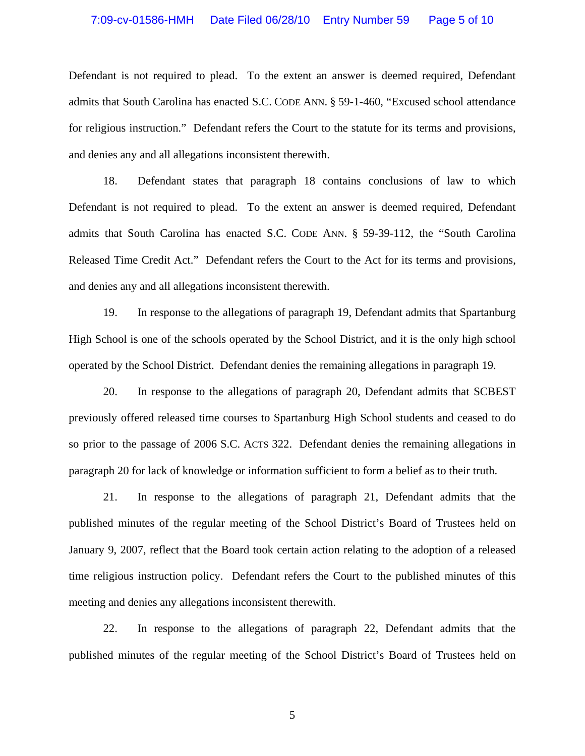Defendant is not required to plead. To the extent an answer is deemed required, Defendant admits that South Carolina has enacted S.C. CODE ANN. § 59-1-460, "Excused school attendance for religious instruction." Defendant refers the Court to the statute for its terms and provisions, and denies any and all allegations inconsistent therewith.

18. Defendant states that paragraph 18 contains conclusions of law to which Defendant is not required to plead. To the extent an answer is deemed required, Defendant admits that South Carolina has enacted S.C. CODE ANN. § 59-39-112, the "South Carolina Released Time Credit Act." Defendant refers the Court to the Act for its terms and provisions, and denies any and all allegations inconsistent therewith.

19. In response to the allegations of paragraph 19, Defendant admits that Spartanburg High School is one of the schools operated by the School District, and it is the only high school operated by the School District. Defendant denies the remaining allegations in paragraph 19.

20. In response to the allegations of paragraph 20, Defendant admits that SCBEST previously offered released time courses to Spartanburg High School students and ceased to do so prior to the passage of 2006 S.C. ACTS 322. Defendant denies the remaining allegations in paragraph 20 for lack of knowledge or information sufficient to form a belief as to their truth.

21. In response to the allegations of paragraph 21, Defendant admits that the published minutes of the regular meeting of the School District's Board of Trustees held on January 9, 2007, reflect that the Board took certain action relating to the adoption of a released time religious instruction policy. Defendant refers the Court to the published minutes of this meeting and denies any allegations inconsistent therewith.

22. In response to the allegations of paragraph 22, Defendant admits that the published minutes of the regular meeting of the School District's Board of Trustees held on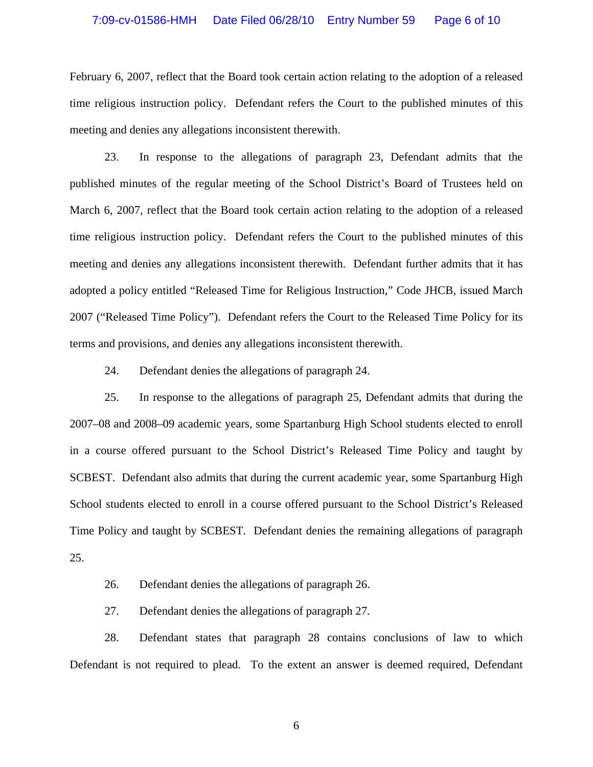February 6, 2007, reflect that the Board took certain action relating to the adoption of a released time religious instruction policy. Defendant refers the Court to the published minutes of this meeting and denies any allegations inconsistent therewith.

23. In response to the allegations of paragraph 23, Defendant admits that the published minutes of the regular meeting of the School District's Board of Trustees held on March 6, 2007, reflect that the Board took certain action relating to the adoption of a released time religious instruction policy. Defendant refers the Court to the published minutes of this meeting and denies any allegations inconsistent therewith. Defendant further admits that it has adopted a policy entitled "Released Time for Religious Instruction," Code JHCB, issued March 2007 ("Released Time Policy"). Defendant refers the Court to the Released Time Policy for its terms and provisions, and denies any allegations inconsistent therewith.

24. Defendant denies the allegations of paragraph 24.

25. In response to the allegations of paragraph 25, Defendant admits that during the 2007–08 and 2008–09 academic years, some Spartanburg High School students elected to enroll in a course offered pursuant to the School District's Released Time Policy and taught by SCBEST. Defendant also admits that during the current academic year, some Spartanburg High School students elected to enroll in a course offered pursuant to the School District's Released Time Policy and taught by SCBEST. Defendant denies the remaining allegations of paragraph 25.

26. Defendant denies the allegations of paragraph 26.

27. Defendant denies the allegations of paragraph 27.

28. Defendant states that paragraph 28 contains conclusions of law to which Defendant is not required to plead. To the extent an answer is deemed required, Defendant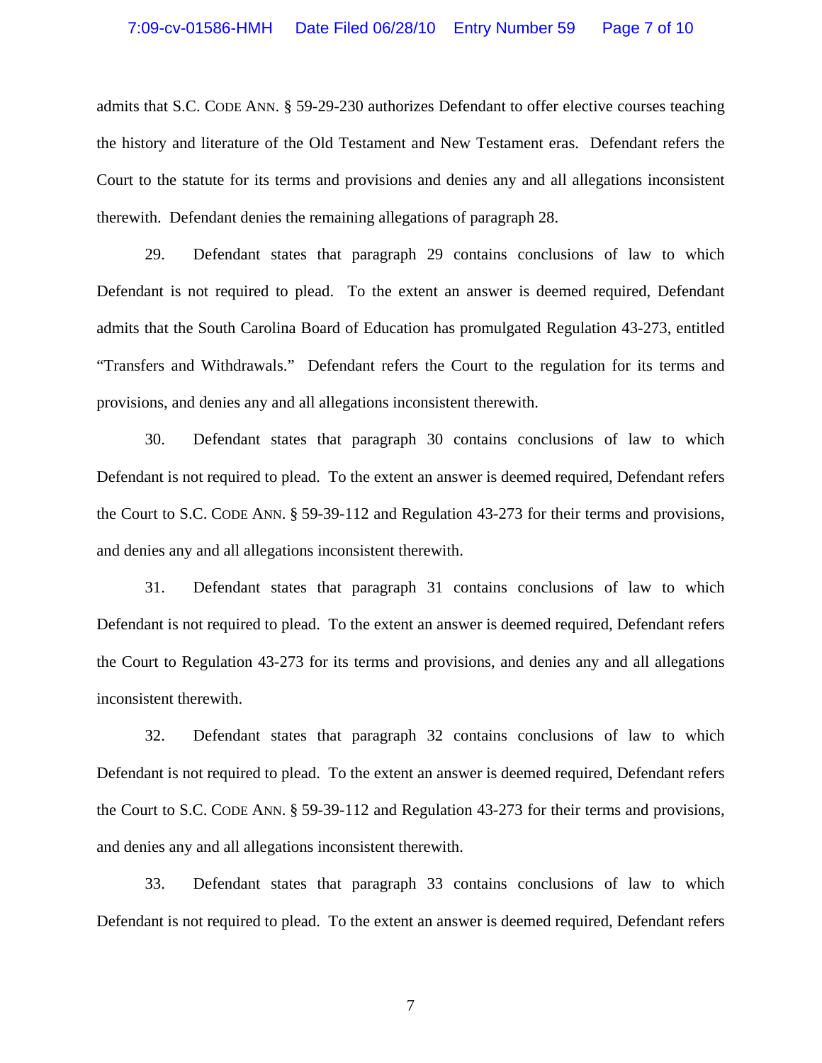admits that S.C. CODE ANN. § 59-29-230 authorizes Defendant to offer elective courses teaching the history and literature of the Old Testament and New Testament eras. Defendant refers the Court to the statute for its terms and provisions and denies any and all allegations inconsistent therewith. Defendant denies the remaining allegations of paragraph 28.

29. Defendant states that paragraph 29 contains conclusions of law to which Defendant is not required to plead. To the extent an answer is deemed required, Defendant admits that the South Carolina Board of Education has promulgated Regulation 43-273, entitled "Transfers and Withdrawals." Defendant refers the Court to the regulation for its terms and provisions, and denies any and all allegations inconsistent therewith.

30. Defendant states that paragraph 30 contains conclusions of law to which Defendant is not required to plead. To the extent an answer is deemed required, Defendant refers the Court to S.C. CODE ANN. § 59-39-112 and Regulation 43-273 for their terms and provisions, and denies any and all allegations inconsistent therewith.

31. Defendant states that paragraph 31 contains conclusions of law to which Defendant is not required to plead. To the extent an answer is deemed required, Defendant refers the Court to Regulation 43-273 for its terms and provisions, and denies any and all allegations inconsistent therewith.

32. Defendant states that paragraph 32 contains conclusions of law to which Defendant is not required to plead. To the extent an answer is deemed required, Defendant refers the Court to S.C. CODE ANN. § 59-39-112 and Regulation 43-273 for their terms and provisions, and denies any and all allegations inconsistent therewith.

33. Defendant states that paragraph 33 contains conclusions of law to which Defendant is not required to plead. To the extent an answer is deemed required, Defendant refers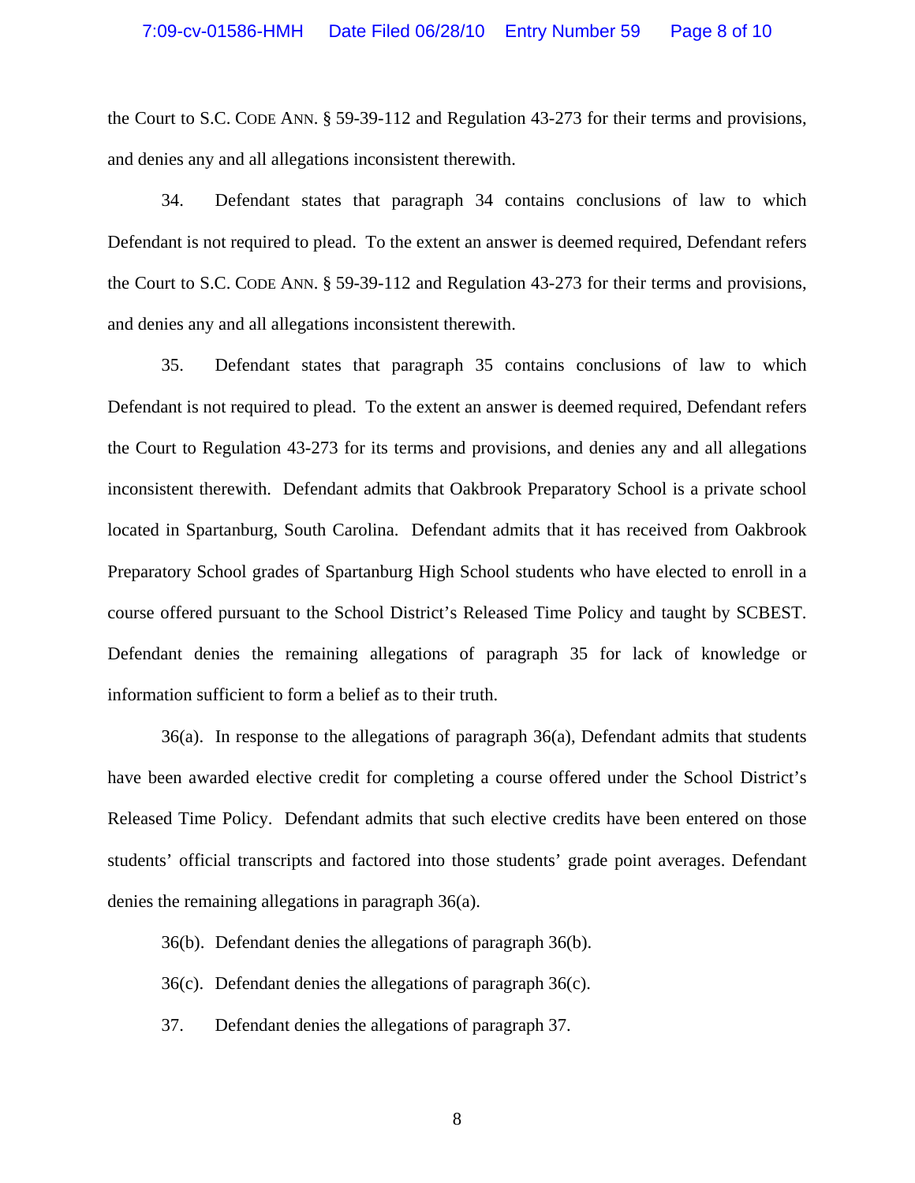the Court to S.C. CODE ANN. § 59-39-112 and Regulation 43-273 for their terms and provisions, and denies any and all allegations inconsistent therewith.

34. Defendant states that paragraph 34 contains conclusions of law to which Defendant is not required to plead. To the extent an answer is deemed required, Defendant refers the Court to S.C. CODE ANN. § 59-39-112 and Regulation 43-273 for their terms and provisions, and denies any and all allegations inconsistent therewith.

35. Defendant states that paragraph 35 contains conclusions of law to which Defendant is not required to plead. To the extent an answer is deemed required, Defendant refers the Court to Regulation 43-273 for its terms and provisions, and denies any and all allegations inconsistent therewith. Defendant admits that Oakbrook Preparatory School is a private school located in Spartanburg, South Carolina. Defendant admits that it has received from Oakbrook Preparatory School grades of Spartanburg High School students who have elected to enroll in a course offered pursuant to the School District's Released Time Policy and taught by SCBEST. Defendant denies the remaining allegations of paragraph 35 for lack of knowledge or information sufficient to form a belief as to their truth.

36(a). In response to the allegations of paragraph 36(a), Defendant admits that students have been awarded elective credit for completing a course offered under the School District's Released Time Policy. Defendant admits that such elective credits have been entered on those students' official transcripts and factored into those students' grade point averages. Defendant denies the remaining allegations in paragraph 36(a).

36(b). Defendant denies the allegations of paragraph 36(b).

36(c). Defendant denies the allegations of paragraph 36(c).

37. Defendant denies the allegations of paragraph 37.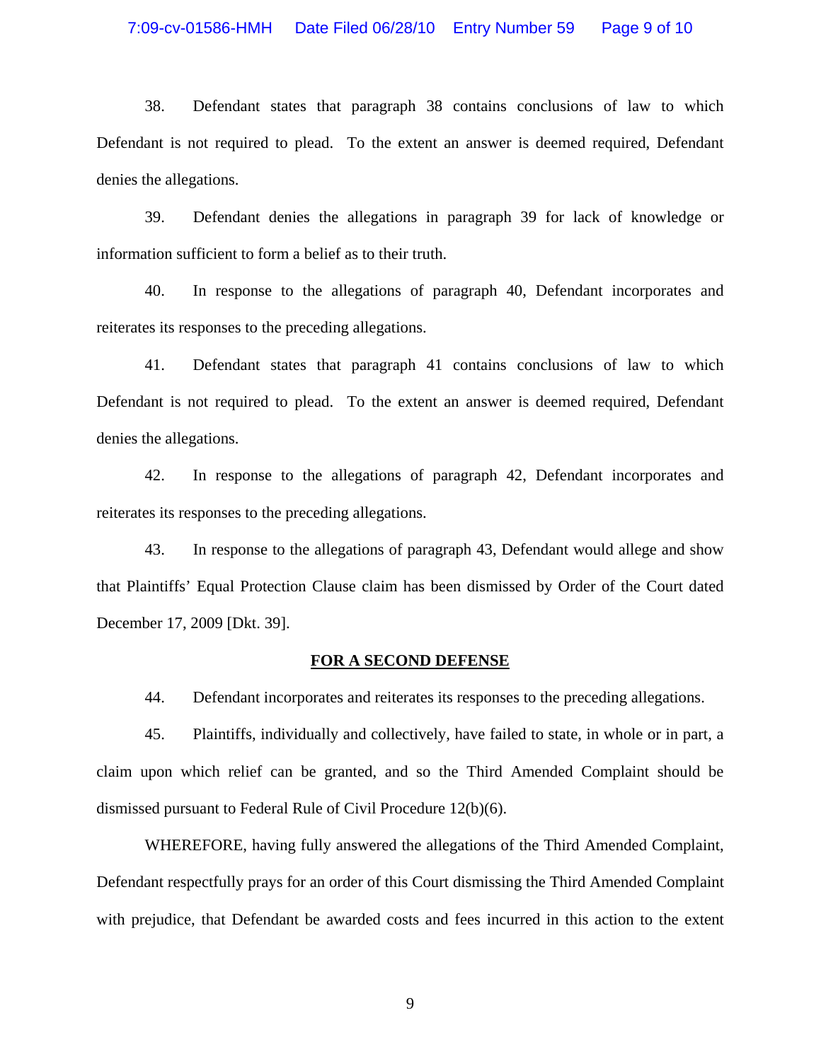38. Defendant states that paragraph 38 contains conclusions of law to which Defendant is not required to plead. To the extent an answer is deemed required, Defendant denies the allegations.

39. Defendant denies the allegations in paragraph 39 for lack of knowledge or information sufficient to form a belief as to their truth.

40. In response to the allegations of paragraph 40, Defendant incorporates and reiterates its responses to the preceding allegations.

41. Defendant states that paragraph 41 contains conclusions of law to which Defendant is not required to plead. To the extent an answer is deemed required, Defendant denies the allegations.

42. In response to the allegations of paragraph 42, Defendant incorporates and reiterates its responses to the preceding allegations.

43. In response to the allegations of paragraph 43, Defendant would allege and show that Plaintiffs' Equal Protection Clause claim has been dismissed by Order of the Court dated December 17, 2009 [Dkt. 39].

**FOR A SECOND DEFENSE**

44. Defendant incorporates and reiterates its responses to the preceding allegations.

45. Plaintiffs, individually and collectively, have failed to state, in whole or in part, a claim upon which relief can be granted, and so the Third Amended Complaint should be dismissed pursuant to Federal Rule of Civil Procedure 12(b)(6).

WHEREFORE, having fully answered the allegations of the Third Amended Complaint, Defendant respectfully prays for an order of this Court dismissing the Third Amended Complaint with prejudice, that Defendant be awarded costs and fees incurred in this action to the extent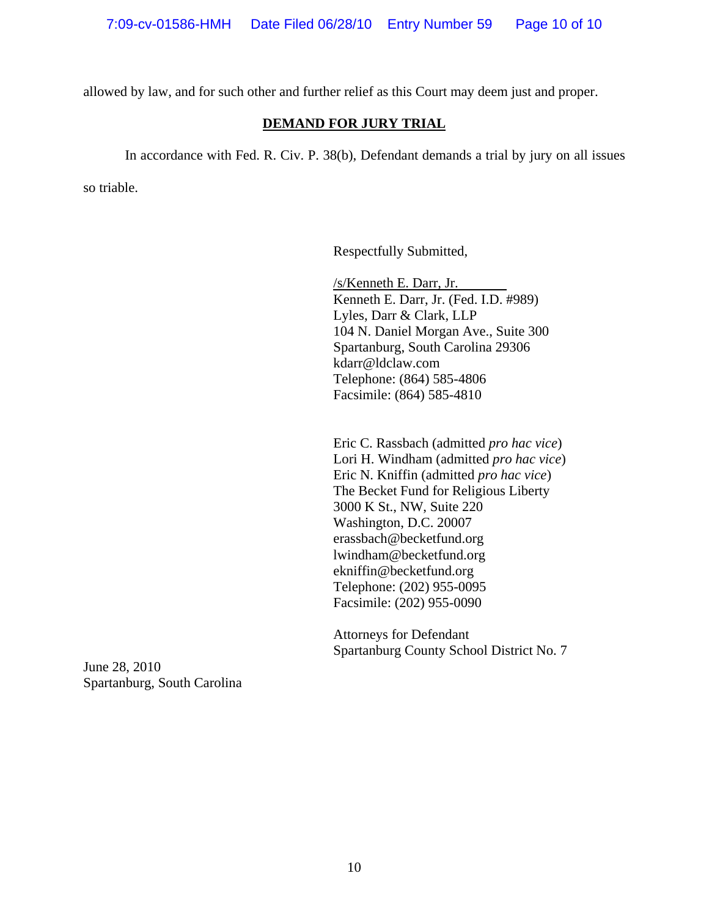allowed by law, and for such other and further relief as this Court may deem just and proper.

**DEMAND FOR JURY TRIAL**

In accordance with Fed. R. Civ. P. 38(b), Defendant demands a trial by jury on all issues so triable.

Respectfully Submitted,

/s/Kenneth E. Darr, Jr.
Kenneth E. Darr, Jr. (Fed. I.D. #989)
Lyles, Darr & Clark, LLP
104 N. Daniel Morgan Ave., Suite 300
Spartanburg, South Carolina 29306
kdarr@ldclaw.com
Telephone: (864) 585-4806
Facsimile: (864) 585-4810

Eric C. Rassbach (admitted *pro hac vice*)
Lori H. Windham (admitted *pro hac vice*)
Eric N. Kniffin (admitted *pro hac vice*)
The Becket Fund for Religious Liberty
3000 K St., NW, Suite 220
Washington, D.C. 20007
erassbach@becketfund.org
lwindham@becketfund.org
ekniffin@becketfund.org
Telephone: (202) 955-0095
Facsimile: (202) 955-0090

Attorneys for Defendant
Spartanburg County School District No. 7

June 28, 2010
Spartanburg, South Carolina